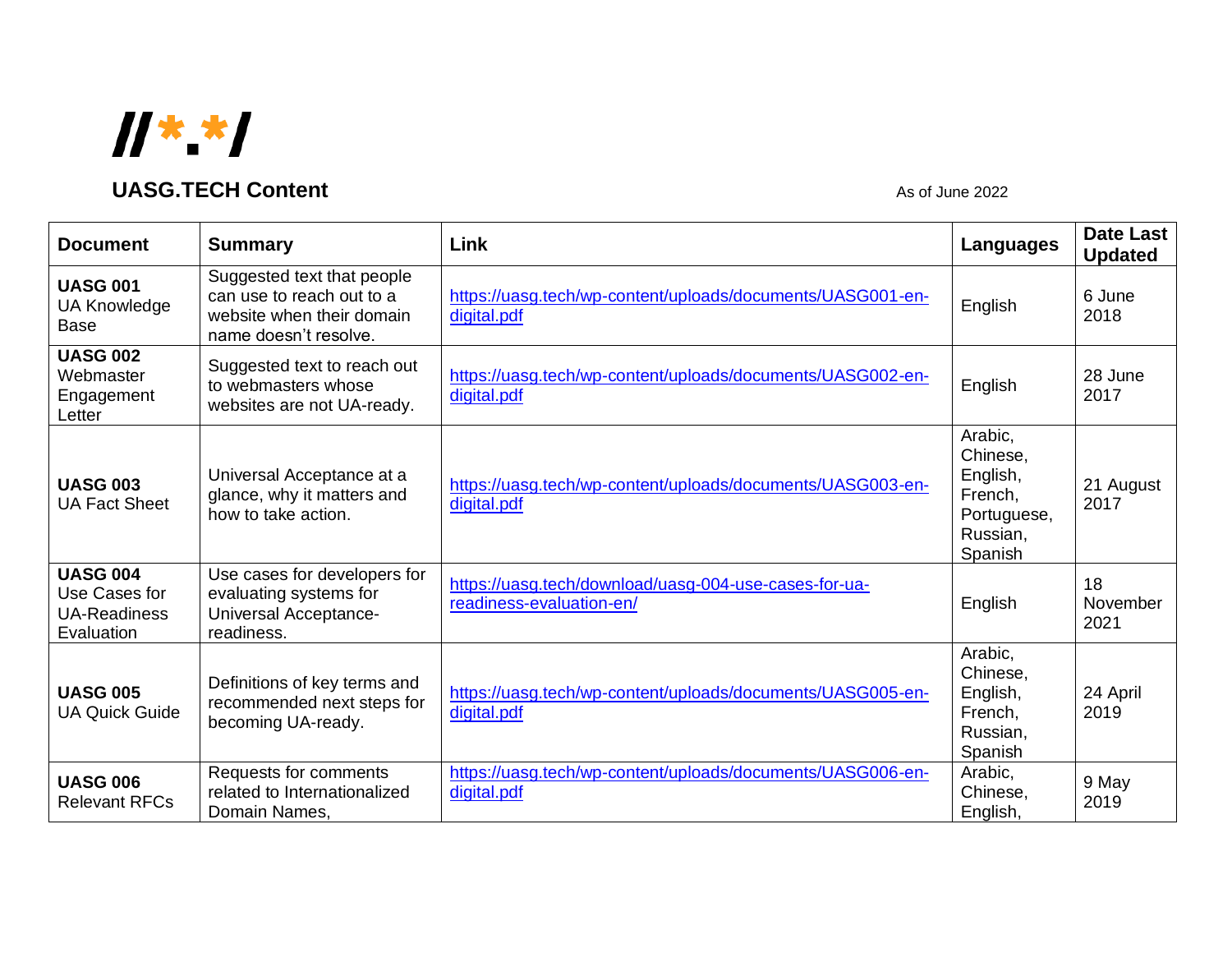//*.*/

# UASG.TECH Content

As of June 2022

| Document | Summary | Link | Languages | Date Last Updated |
|---|---|---|---|---|
| **UASG 001** UA Knowledge Base | Suggested text that people can use to reach out to a website when their domain name doesn't resolve. | https://uasg.tech/wp-content/uploads/documents/UASG001-en-digital.pdf | English | 6 June 2018 |
| **UASG 002** Webmaster Engagement Letter | Suggested text to reach out to webmasters whose websites are not UA-ready. | https://uasg.tech/wp-content/uploads/documents/UASG002-en-digital.pdf | English | 28 June 2017 |
| **UASG 003** UA Fact Sheet | Universal Acceptance at a glance, why it matters and how to take action. | https://uasg.tech/wp-content/uploads/documents/UASG003-en-digital.pdf | Arabic, Chinese, English, French, Portuguese, Russian, Spanish | 21 August 2017 |
| **UASG 004** Use Cases for UA-Readiness Evaluation | Use cases for developers for evaluating systems for Universal Acceptance-readiness. | https://uasg.tech/download/uasg-004-use-cases-for-ua-readiness-evaluation-en/ | English | 18 November 2021 |
| **UASG 005** UA Quick Guide | Definitions of key terms and recommended next steps for becoming UA-ready. | https://uasg.tech/wp-content/uploads/documents/UASG005-en-digital.pdf | Arabic, Chinese, English, French, Russian, Spanish | 24 April 2019 |
| **UASG 006** Relevant RFCs | Requests for comments related to Internationalized Domain Names, | https://uasg.tech/wp-content/uploads/documents/UASG006-en-digital.pdf | Arabic, Chinese, English, | 9 May 2019 |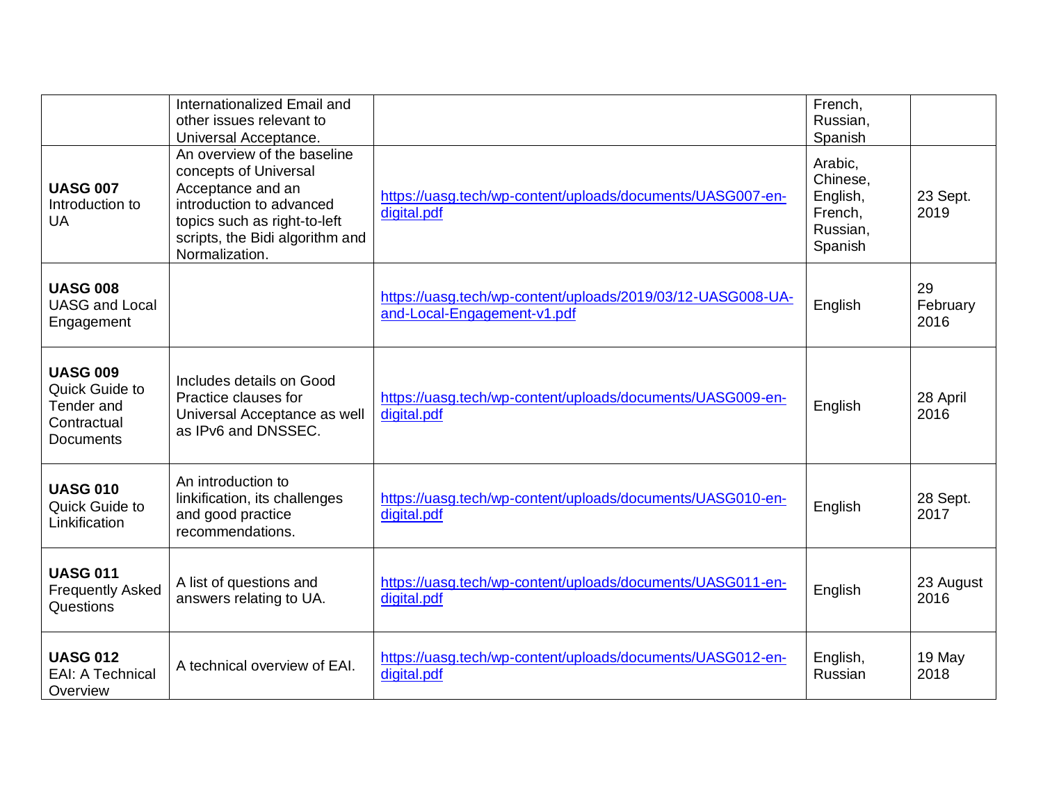| | | | | |
|---|---|---|---|---|
| | Internationalized Email and other issues relevant to Universal Acceptance. | | French, Russian, Spanish | |
| **UASG 007** Introduction to UA | An overview of the baseline concepts of Universal Acceptance and an introduction to advanced topics such as right-to-left scripts, the Bidi algorithm and Normalization. | https://uasg.tech/wp-content/uploads/documents/UASG007-en-digital.pdf | Arabic, Chinese, English, French, Russian, Spanish | 23 Sept. 2019 |
| **UASG 008** UASG and Local Engagement | | https://uasg.tech/wp-content/uploads/2019/03/12-UASG008-UA-and-Local-Engagement-v1.pdf | English | 29 February 2016 |
| **UASG 009** Quick Guide to Tender and Contractual Documents | Includes details on Good Practice clauses for Universal Acceptance as well as IPv6 and DNSSEC. | https://uasg.tech/wp-content/uploads/documents/UASG009-en-digital.pdf | English | 28 April 2016 |
| **UASG 010** Quick Guide to Linkification | An introduction to linkification, its challenges and good practice recommendations. | https://uasg.tech/wp-content/uploads/documents/UASG010-en-digital.pdf | English | 28 Sept. 2017 |
| **UASG 011** Frequently Asked Questions | A list of questions and answers relating to UA. | https://uasg.tech/wp-content/uploads/documents/UASG011-en-digital.pdf | English | 23 August 2016 |
| **UASG 012** EAI: A Technical Overview | A technical overview of EAI. | https://uasg.tech/wp-content/uploads/documents/UASG012-en-digital.pdf | English, Russian | 19 May 2018 |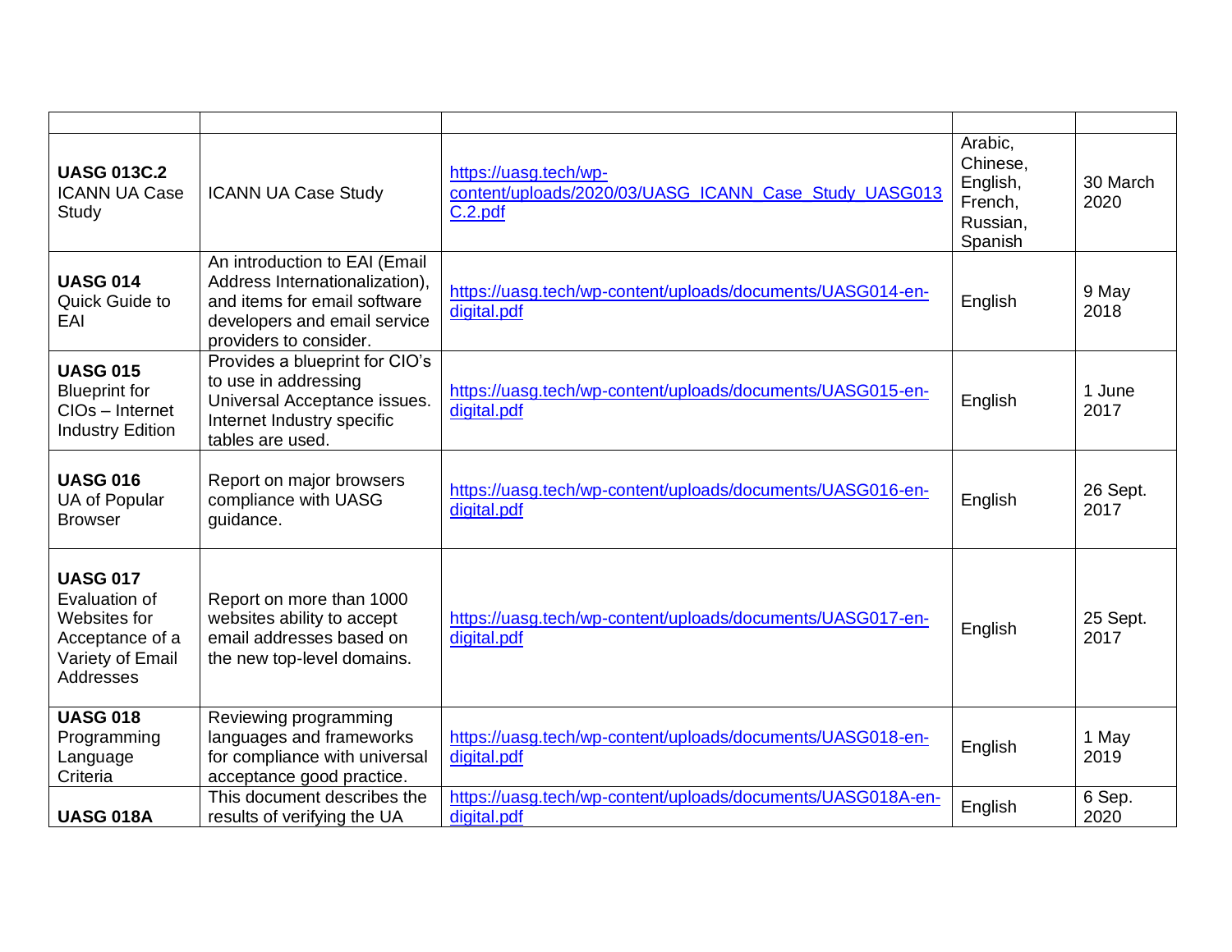| | | | | |
|---|---|---|---|---|
| **UASG 013C.2** ICANN UA Case Study | ICANN UA Case Study | https://uasg.tech/wp-content/uploads/2020/03/UASG_ICANN_Case_Study_UASG013C.2.pdf | Arabic, Chinese, English, French, Russian, Spanish | 30 March 2020 |
| **UASG 014** Quick Guide to EAI | An introduction to EAI (Email Address Internationalization), and items for email software developers and email service providers to consider. | https://uasg.tech/wp-content/uploads/documents/UASG014-en-digital.pdf | English | 9 May 2018 |
| **UASG 015** Blueprint for CIOs – Internet Industry Edition | Provides a blueprint for CIO's to use in addressing Universal Acceptance issues. Internet Industry specific tables are used. | https://uasg.tech/wp-content/uploads/documents/UASG015-en-digital.pdf | English | 1 June 2017 |
| **UASG 016** UA of Popular Browser | Report on major browsers compliance with UASG guidance. | https://uasg.tech/wp-content/uploads/documents/UASG016-en-digital.pdf | English | 26 Sept. 2017 |
| **UASG 017** Evaluation of Websites for Acceptance of a Variety of Email Addresses | Report on more than 1000 websites ability to accept email addresses based on the new top-level domains. | https://uasg.tech/wp-content/uploads/documents/UASG017-en-digital.pdf | English | 25 Sept. 2017 |
| **UASG 018** Programming Language Criteria | Reviewing programming languages and frameworks for compliance with universal acceptance good practice. | https://uasg.tech/wp-content/uploads/documents/UASG018-en-digital.pdf | English | 1 May 2019 |
| **UASG 018A** | This document describes the results of verifying the UA | https://uasg.tech/wp-content/uploads/documents/UASG018A-en-digital.pdf | English | 6 Sep. 2020 |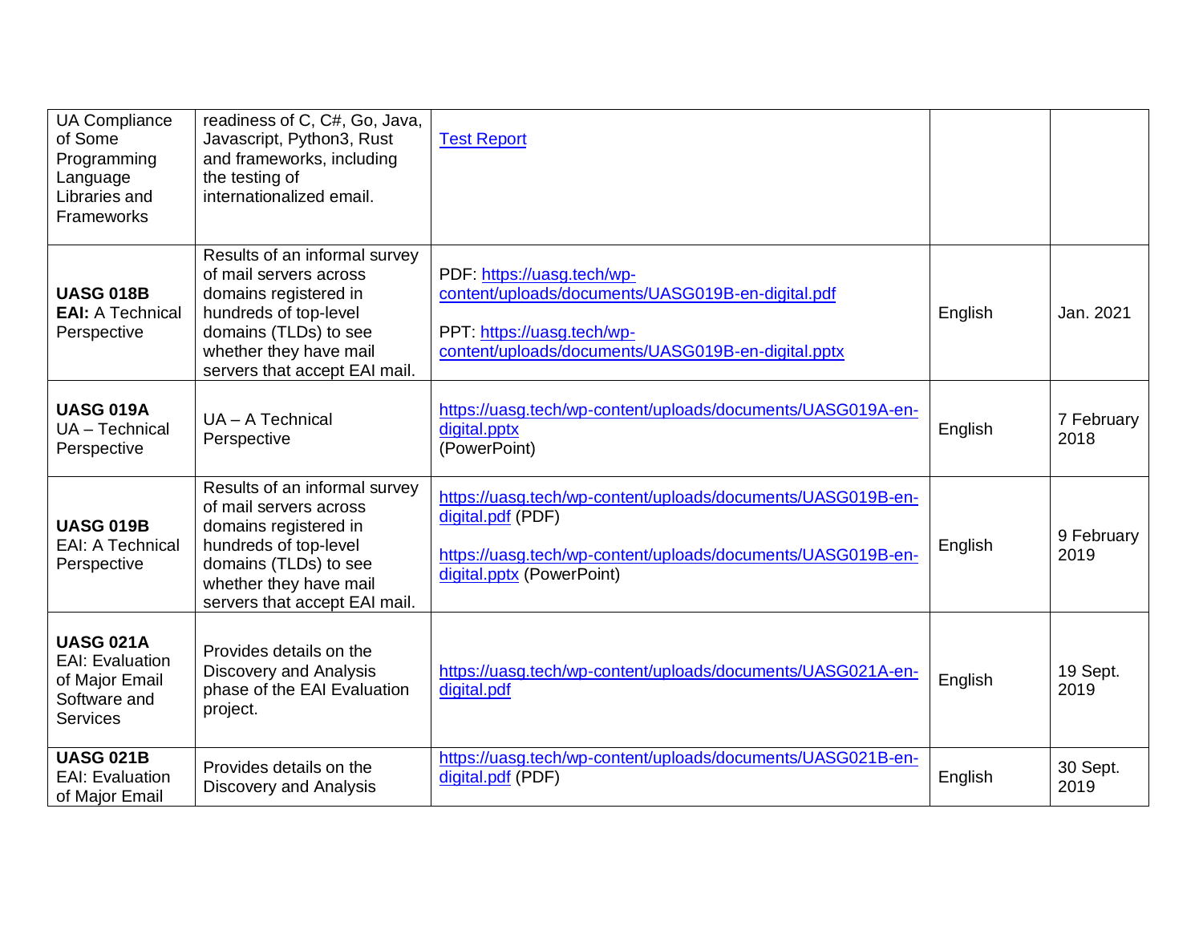| | | | | |
|---|---|---|---|---|
| UA Compliance of Some Programming Language Libraries and Frameworks | readiness of C, C#, Go, Java, Javascript, Python3, Rust and frameworks, including the testing of internationalized email. | Test Report | | |
| **UASG 018B** **EAI:** A Technical Perspective | Results of an informal survey of mail servers across domains registered in hundreds of top-level domains (TLDs) to see whether they have mail servers that accept EAI mail. | PDF: https://uasg.tech/wp-content/uploads/documents/UASG019B-en-digital.pdf<br><br>PPT: https://uasg.tech/wp-content/uploads/documents/UASG019B-en-digital.pptx | English | Jan. 2021 |
| **UASG 019A** UA – Technical Perspective | UA – A Technical Perspective | https://uasg.tech/wp-content/uploads/documents/UASG019A-en-digital.pptx (PowerPoint) | English | 7 February 2018 |
| **UASG 019B** EAI: A Technical Perspective | Results of an informal survey of mail servers across domains registered in hundreds of top-level domains (TLDs) to see whether they have mail servers that accept EAI mail. | https://uasg.tech/wp-content/uploads/documents/UASG019B-en-digital.pdf (PDF)<br><br>https://uasg.tech/wp-content/uploads/documents/UASG019B-en-digital.pptx (PowerPoint) | English | 9 February 2019 |
| **UASG 021A** EAI: Evaluation of Major Email Software and Services | Provides details on the Discovery and Analysis phase of the EAI Evaluation project. | https://uasg.tech/wp-content/uploads/documents/UASG021A-en-digital.pdf | English | 19 Sept. 2019 |
| **UASG 021B** EAI: Evaluation of Major Email | Provides details on the Discovery and Analysis | https://uasg.tech/wp-content/uploads/documents/UASG021B-en-digital.pdf (PDF) | English | 30 Sept. 2019 |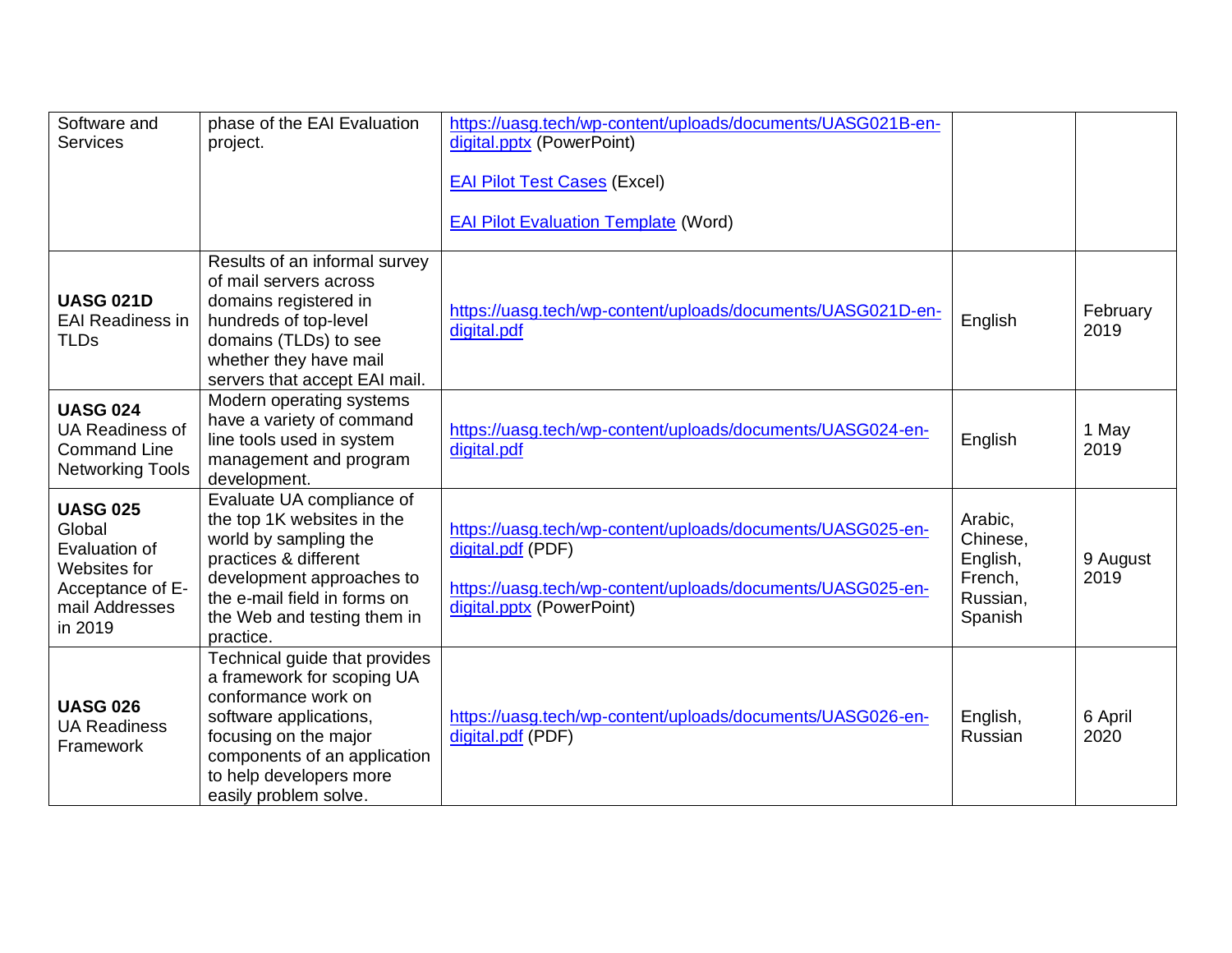| | | | | |
|---|---|---|---|---|
| Software and Services | phase of the EAI Evaluation project. | https://uasg.tech/wp-content/uploads/documents/UASG021B-en-digital.pptx (PowerPoint)<br><br>EAI Pilot Test Cases (Excel)<br><br>EAI Pilot Evaluation Template (Word) | | |
| **UASG 021D** EAI Readiness in TLDs | Results of an informal survey of mail servers across domains registered in hundreds of top-level domains (TLDs) to see whether they have mail servers that accept EAI mail. | https://uasg.tech/wp-content/uploads/documents/UASG021D-en-digital.pdf | English | February 2019 |
| **UASG 024** UA Readiness of Command Line Networking Tools | Modern operating systems have a variety of command line tools used in system management and program development. | https://uasg.tech/wp-content/uploads/documents/UASG024-en-digital.pdf | English | 1 May 2019 |
| **UASG 025** Global Evaluation of Websites for Acceptance of E-mail Addresses in 2019 | Evaluate UA compliance of the top 1K websites in the world by sampling the practices & different development approaches to the e-mail field in forms on the Web and testing them in practice. | https://uasg.tech/wp-content/uploads/documents/UASG025-en-digital.pdf (PDF)<br><br>https://uasg.tech/wp-content/uploads/documents/UASG025-en-digital.pptx (PowerPoint) | Arabic, Chinese, English, French, Russian, Spanish | 9 August 2019 |
| **UASG 026** UA Readiness Framework | Technical guide that provides a framework for scoping UA conformance work on software applications, focusing on the major components of an application to help developers more easily problem solve. | https://uasg.tech/wp-content/uploads/documents/UASG026-en-digital.pdf (PDF) | English, Russian | 6 April 2020 |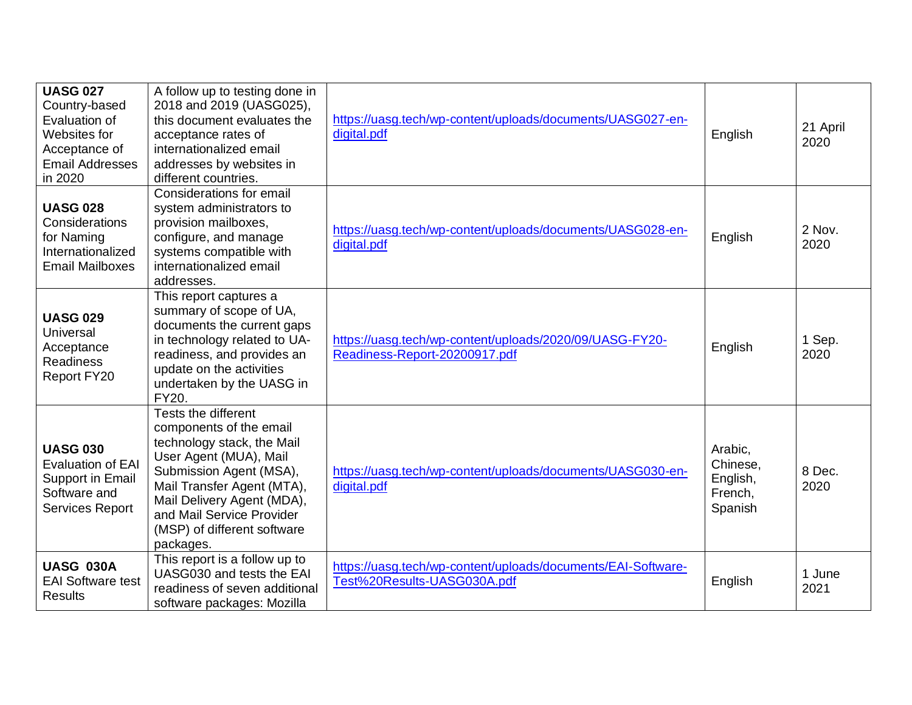| | | | | |
|---|---|---|---|---|
| **UASG 027** Country-based Evaluation of Websites for Acceptance of Email Addresses in 2020 | A follow up to testing done in 2018 and 2019 (UASG025), this document evaluates the acceptance rates of internationalized email addresses by websites in different countries. | https://uasg.tech/wp-content/uploads/documents/UASG027-en-digital.pdf | English | 21 April 2020 |
| **UASG 028** Considerations for Naming Internationalized Email Mailboxes | Considerations for email system administrators to provision mailboxes, configure, and manage systems compatible with internationalized email addresses. | https://uasg.tech/wp-content/uploads/documents/UASG028-en-digital.pdf | English | 2 Nov. 2020 |
| **UASG 029** Universal Acceptance Readiness Report FY20 | This report captures a summary of scope of UA, documents the current gaps in technology related to UA-readiness, and provides an update on the activities undertaken by the UASG in FY20. | https://uasg.tech/wp-content/uploads/2020/09/UASG-FY20-Readiness-Report-20200917.pdf | English | 1 Sep. 2020 |
| **UASG 030** Evaluation of EAI Support in Email Software and Services Report | Tests the different components of the email technology stack, the Mail User Agent (MUA), Mail Submission Agent (MSA), Mail Transfer Agent (MTA), Mail Delivery Agent (MDA), and Mail Service Provider (MSP) of different software packages. | https://uasg.tech/wp-content/uploads/documents/UASG030-en-digital.pdf | Arabic, Chinese, English, French, Spanish | 8 Dec. 2020 |
| **UASG 030A** EAI Software test Results | This report is a follow up to UASG030 and tests the EAI readiness of seven additional software packages: Mozilla | https://uasg.tech/wp-content/uploads/documents/EAI-Software-Test%20Results-UASG030A.pdf | English | 1 June 2021 |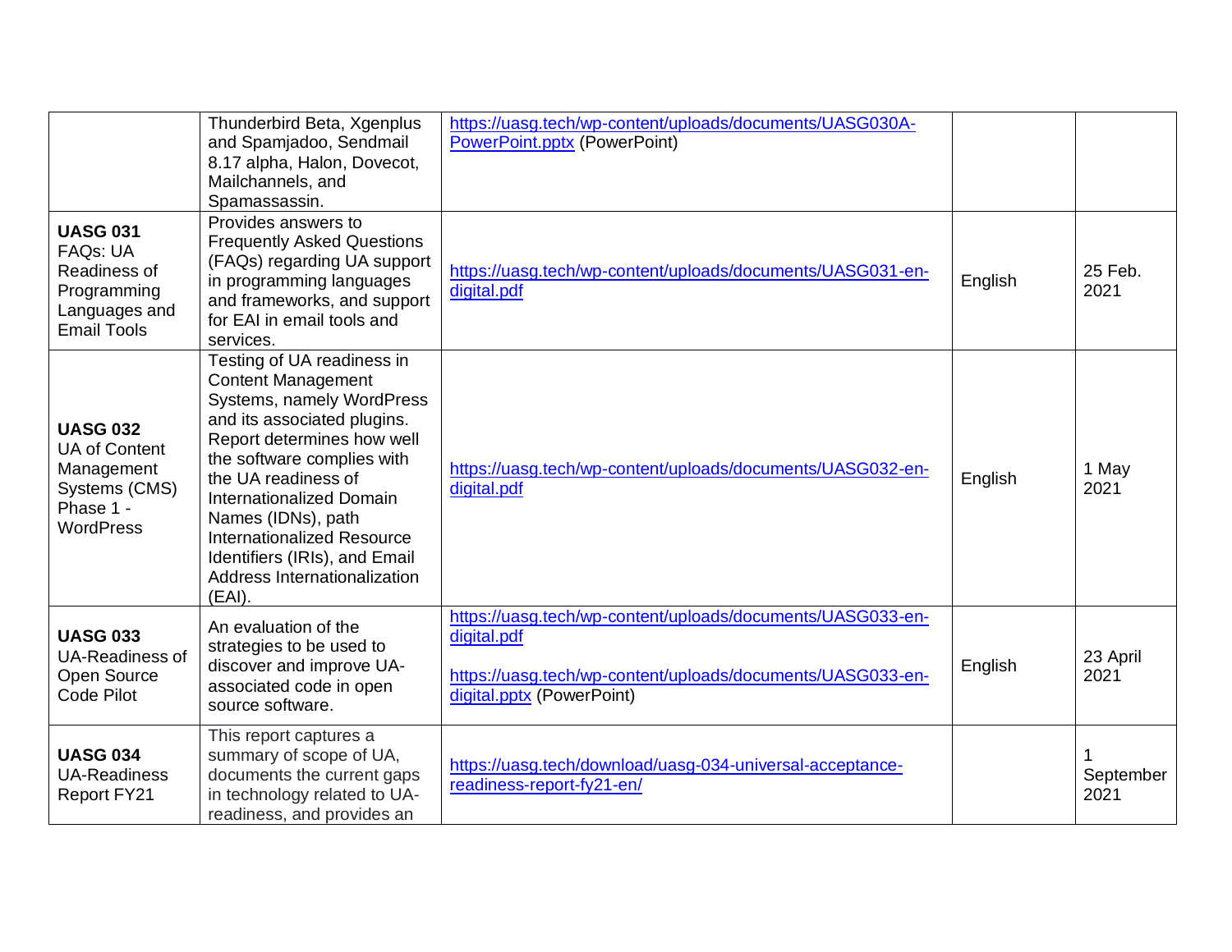| | | | | |
|---|---|---|---|---|
| | Thunderbird Beta, Xgenplus and Spamjadoo, Sendmail 8.17 alpha, Halon, Dovecot, Mailchannels, and Spamassassin. | https://uasg.tech/wp-content/uploads/documents/UASG030A-PowerPoint.pptx (PowerPoint) | | |
| **UASG 031** FAQs: UA Readiness of Programming Languages and Email Tools | Provides answers to Frequently Asked Questions (FAQs) regarding UA support in programming languages and frameworks, and support for EAI in email tools and services. | https://uasg.tech/wp-content/uploads/documents/UASG031-en-digital.pdf | English | 25 Feb. 2021 |
| **UASG 032** UA of Content Management Systems (CMS) Phase 1 - WordPress | Testing of UA readiness in Content Management Systems, namely WordPress and its associated plugins. Report determines how well the software complies with the UA readiness of Internationalized Domain Names (IDNs), path Internationalized Resource Identifiers (IRIs), and Email Address Internationalization (EAI). | https://uasg.tech/wp-content/uploads/documents/UASG032-en-digital.pdf | English | 1 May 2021 |
| **UASG 033** UA-Readiness of Open Source Code Pilot | An evaluation of the strategies to be used to discover and improve UA-associated code in open source software. | https://uasg.tech/wp-content/uploads/documents/UASG033-en-digital.pdf<br><br>https://uasg.tech/wp-content/uploads/documents/UASG033-en-digital.pptx (PowerPoint) | English | 23 April 2021 |
| **UASG 034** UA-Readiness Report FY21 | This report captures a summary of scope of UA, documents the current gaps in technology related to UA-readiness, and provides an | https://uasg.tech/download/uasg-034-universal-acceptance-readiness-report-fy21-en/ | | 1 September 2021 |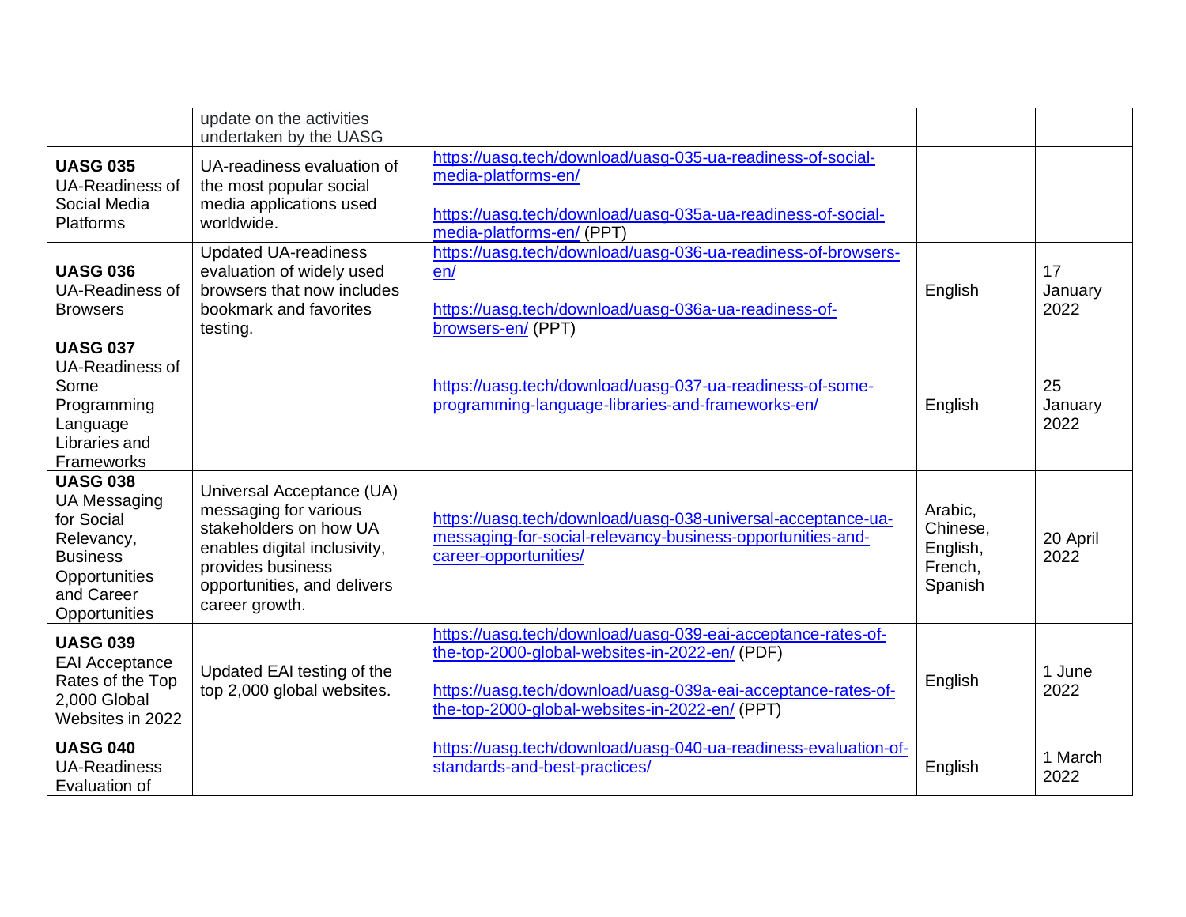| | | | | |
|---|---|---|---|---|
| | update on the activities undertaken by the UASG | | | |
| **UASG 035** UA-Readiness of Social Media Platforms | UA-readiness evaluation of the most popular social media applications used worldwide. | https://uasg.tech/download/uasg-035-ua-readiness-of-social-media-platforms-en/<br><br>https://uasg.tech/download/uasg-035a-ua-readiness-of-social-media-platforms-en/ (PPT) | | |
| **UASG 036** UA-Readiness of Browsers | Updated UA-readiness evaluation of widely used browsers that now includes bookmark and favorites testing. | https://uasg.tech/download/uasg-036-ua-readiness-of-browsers-en/<br><br>https://uasg.tech/download/uasg-036a-ua-readiness-of-browsers-en/ (PPT) | English | 17 January 2022 |
| **UASG 037** UA-Readiness of Some Programming Language Libraries and Frameworks | | https://uasg.tech/download/uasg-037-ua-readiness-of-some-programming-language-libraries-and-frameworks-en/ | English | 25 January 2022 |
| **UASG 038** UA Messaging for Social Relevancy, Business Opportunities and Career Opportunities | Universal Acceptance (UA) messaging for various stakeholders on how UA enables digital inclusivity, provides business opportunities, and delivers career growth. | https://uasg.tech/download/uasg-038-universal-acceptance-ua-messaging-for-social-relevancy-business-opportunities-and-career-opportunities/ | Arabic, Chinese, English, French, Spanish | 20 April 2022 |
| **UASG 039** EAI Acceptance Rates of the Top 2,000 Global Websites in 2022 | Updated EAI testing of the top 2,000 global websites. | https://uasg.tech/download/uasg-039-eai-acceptance-rates-of-the-top-2000-global-websites-in-2022-en/ (PDF)<br><br>https://uasg.tech/download/uasg-039a-eai-acceptance-rates-of-the-top-2000-global-websites-in-2022-en/ (PPT) | English | 1 June 2022 |
| **UASG 040** UA-Readiness Evaluation of | | https://uasg.tech/download/uasg-040-ua-readiness-evaluation-of-standards-and-best-practices/ | English | 1 March 2022 |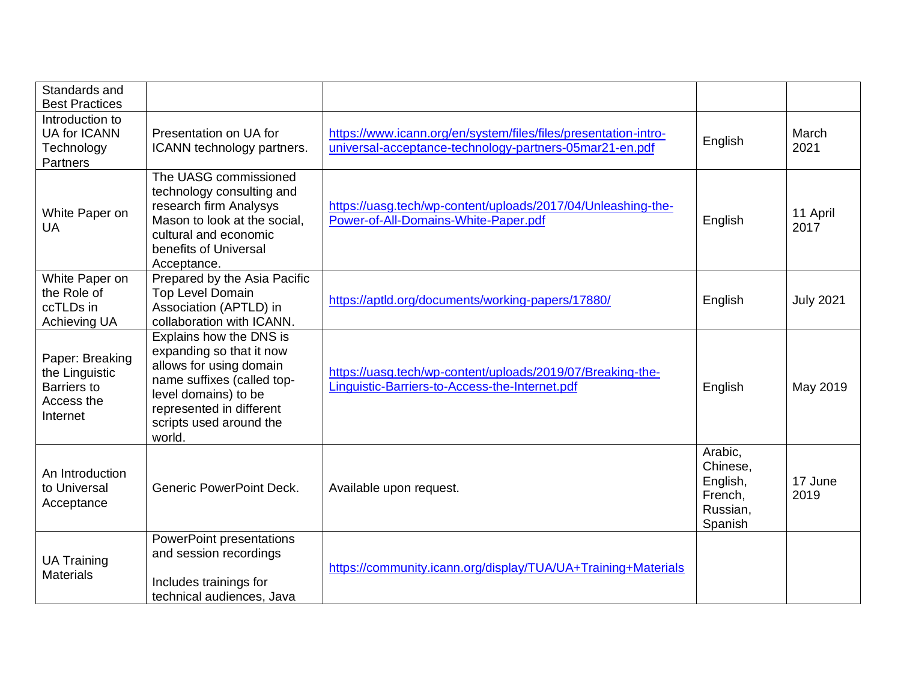| | | | | |
|---|---|---|---|---|
| Standards and Best Practices | | | | |
| Introduction to UA for ICANN Technology Partners | Presentation on UA for ICANN technology partners. | https://www.icann.org/en/system/files/files/presentation-intro-universal-acceptance-technology-partners-05mar21-en.pdf | English | March 2021 |
| White Paper on UA | The UASG commissioned technology consulting and research firm Analysys Mason to look at the social, cultural and economic benefits of Universal Acceptance. | https://uasg.tech/wp-content/uploads/2017/04/Unleashing-the-Power-of-All-Domains-White-Paper.pdf | English | 11 April 2017 |
| White Paper on the Role of ccTLDs in Achieving UA | Prepared by the Asia Pacific Top Level Domain Association (APTLD) in collaboration with ICANN. | https://aptld.org/documents/working-papers/17880/ | English | July 2021 |
| Paper: Breaking the Linguistic Barriers to Access the Internet | Explains how the DNS is expanding so that it now allows for using domain name suffixes (called top-level domains) to be represented in different scripts used around the world. | https://uasg.tech/wp-content/uploads/2019/07/Breaking-the-Linguistic-Barriers-to-Access-the-Internet.pdf | English | May 2019 |
| An Introduction to Universal Acceptance | Generic PowerPoint Deck. | Available upon request. | Arabic, Chinese, English, French, Russian, Spanish | 17 June 2019 |
| UA Training Materials | PowerPoint presentations and session recordings<br><br>Includes trainings for technical audiences, Java | https://community.icann.org/display/TUA/UA+Training+Materials | | |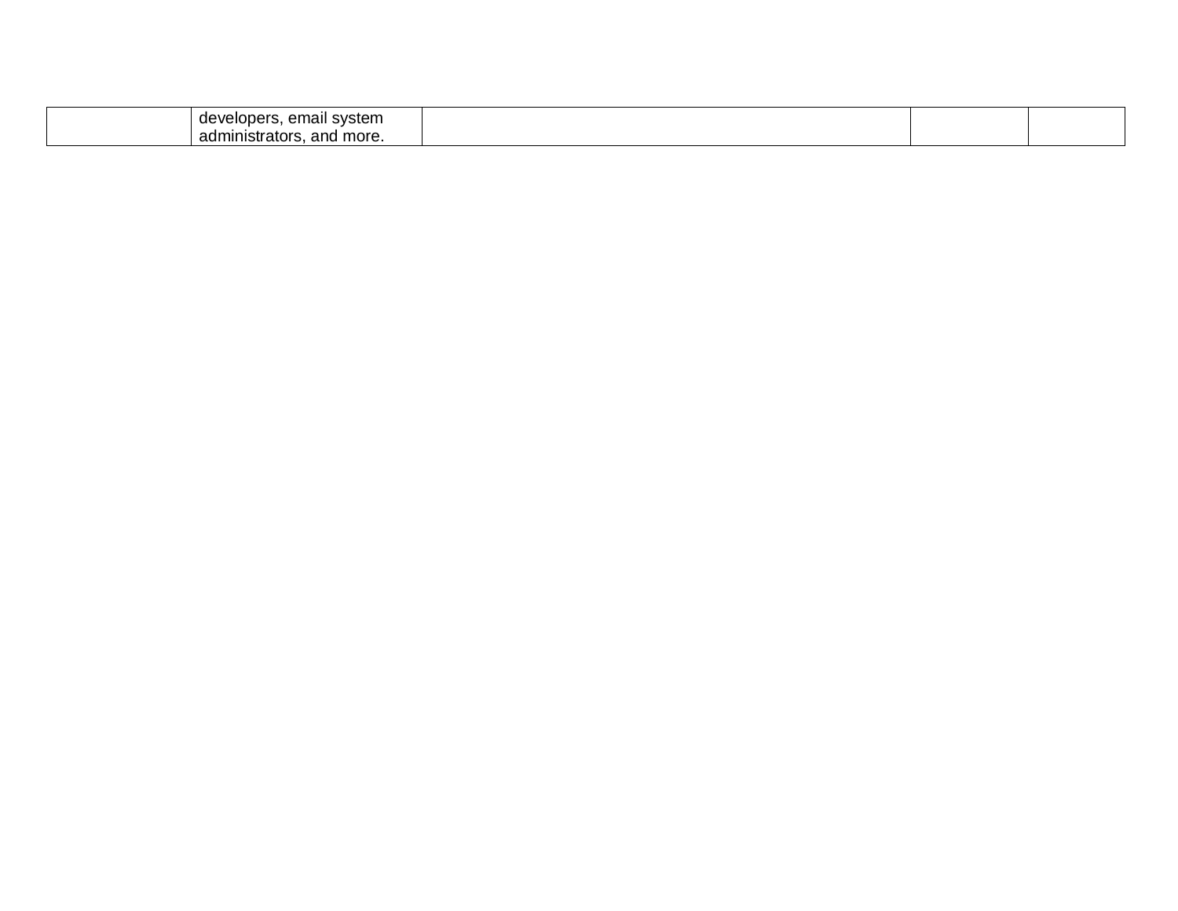| | | | | |
|---|---|---|---|---|
| | developers, email system administrators, and more. | | | |